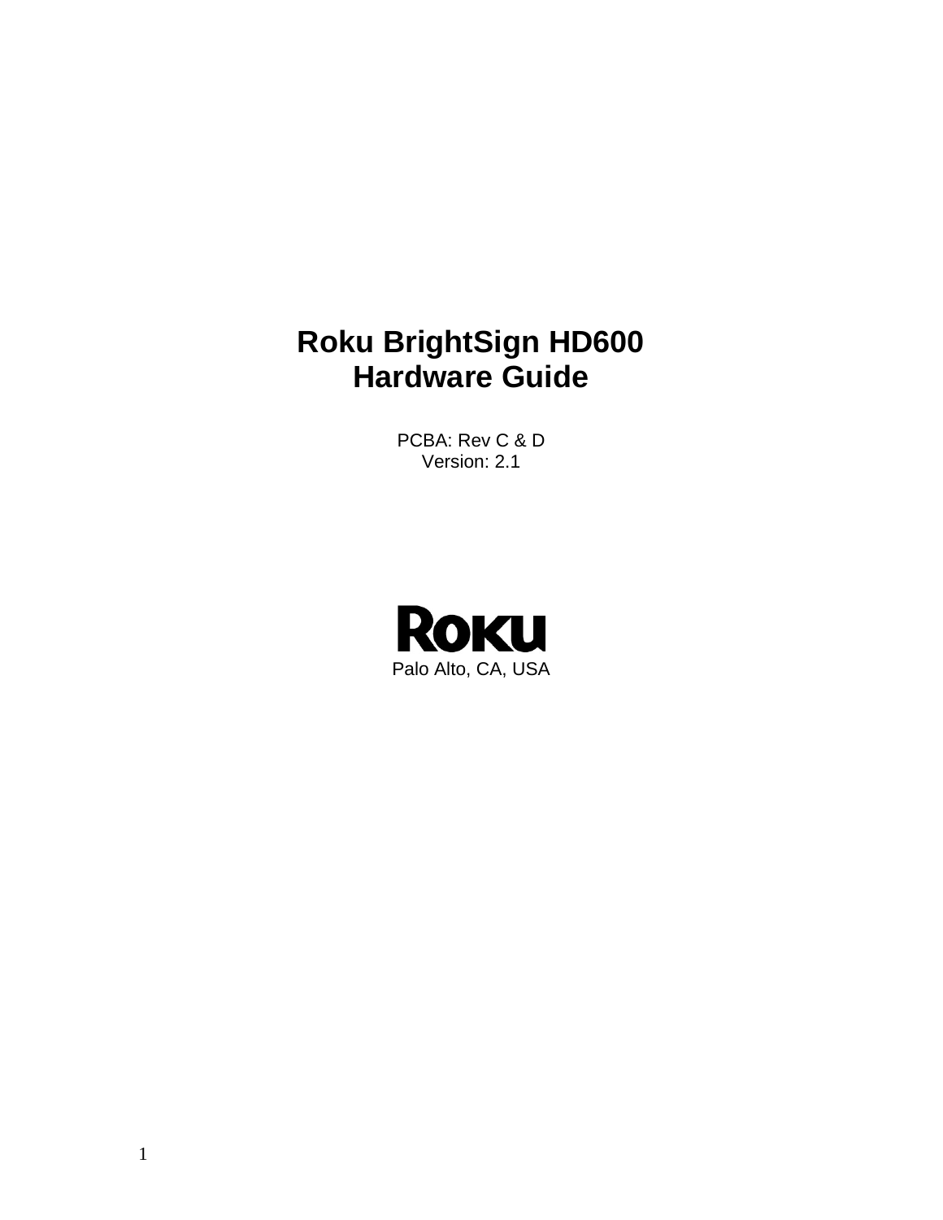# Roku BrightSign HD600
# Hardware Guide

PCBA: Rev C & D
Version: 2.1

Roku

Palo Alto, CA, USA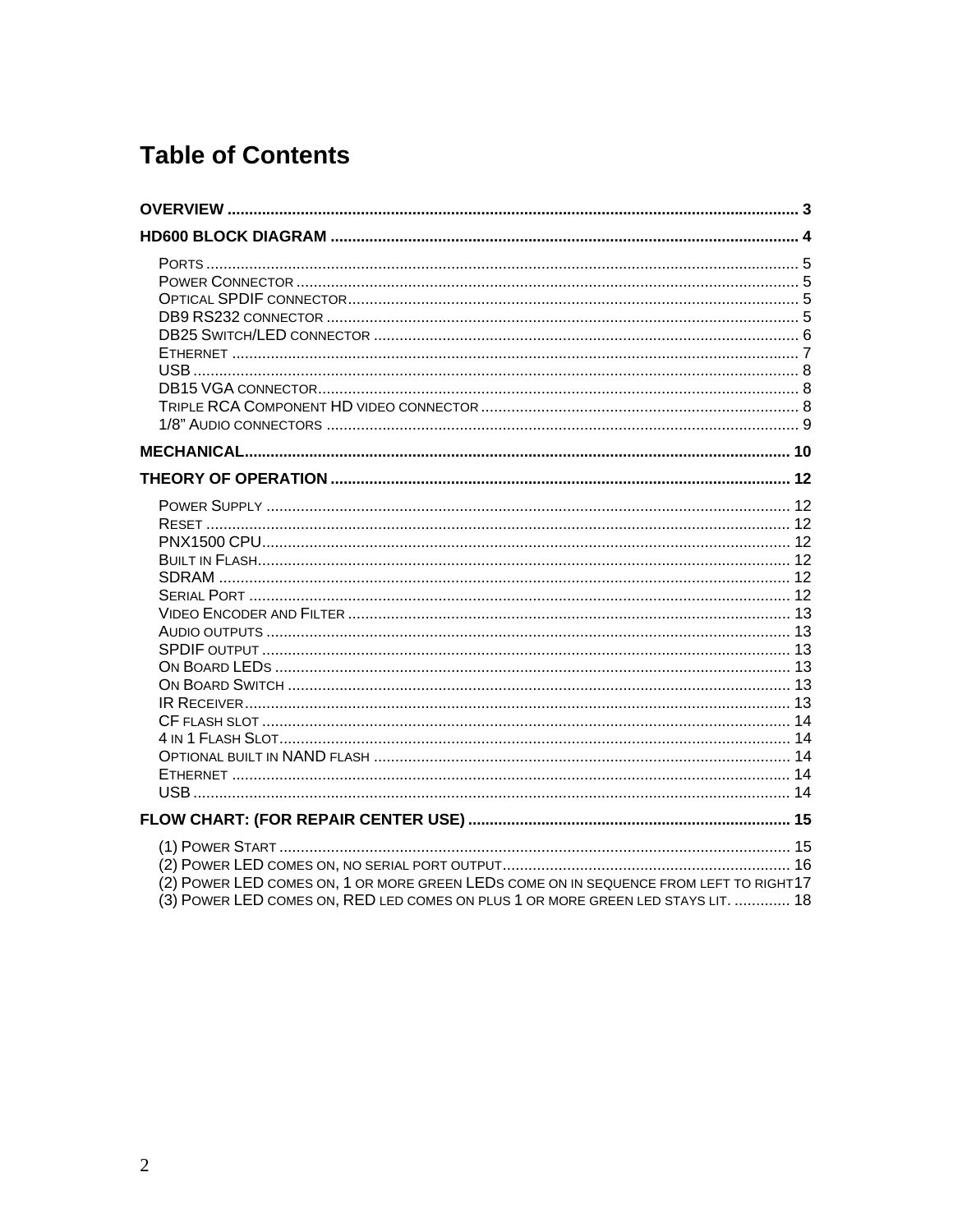# Table of Contents

**OVERVIEW** .......... 3

**HD600 BLOCK DIAGRAM** .......... 4

- PORTS .......... 5
- POWER CONNECTOR .......... 5
- OPTICAL SPDIF CONNECTOR .......... 5
- DB9 RS232 CONNECTOR .......... 5
- DB25 SWITCH/LED CONNECTOR .......... 6
- ETHERNET .......... 7
- USB .......... 8
- DB15 VGA CONNECTOR .......... 8
- TRIPLE RCA COMPONENT HD VIDEO CONNECTOR .......... 8
- 1/8" AUDIO CONNECTORS .......... 9

**MECHANICAL** .......... 10

**THEORY OF OPERATION** .......... 12

- POWER SUPPLY .......... 12
- RESET .......... 12
- PNX1500 CPU .......... 12
- BUILT IN FLASH .......... 12
- SDRAM .......... 12
- SERIAL PORT .......... 12
- VIDEO ENCODER AND FILTER .......... 13
- AUDIO OUTPUTS .......... 13
- SPDIF OUTPUT .......... 13
- ON BOARD LEDS .......... 13
- ON BOARD SWITCH .......... 13
- IR RECEIVER .......... 13
- CF FLASH SLOT .......... 14
- 4 IN 1 FLASH SLOT .......... 14
- OPTIONAL BUILT IN NAND FLASH .......... 14
- ETHERNET .......... 14
- USB .......... 14

**FLOW CHART: (FOR REPAIR CENTER USE)** .......... 15

- (1) POWER START .......... 15
- (2) POWER LED COMES ON, NO SERIAL PORT OUTPUT .......... 16
- (2) POWER LED COMES ON, 1 OR MORE GREEN LEDS COME ON IN SEQUENCE FROM LEFT TO RIGHT .......... 17
- (3) POWER LED COMES ON, RED LED COMES ON PLUS 1 OR MORE GREEN LED STAYS LIT. .......... 18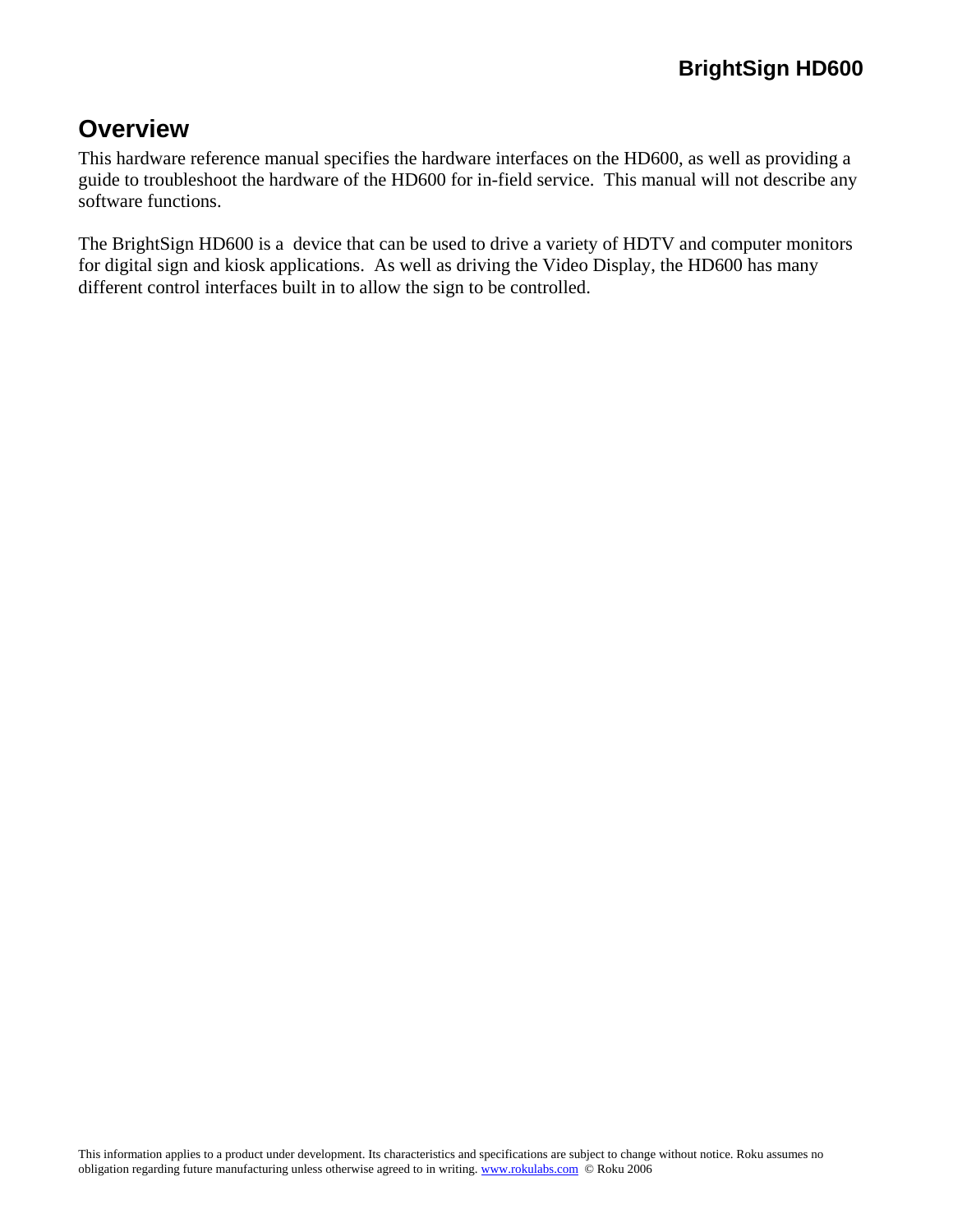## Overview

This hardware reference manual specifies the hardware interfaces on the HD600, as well as providing a guide to troubleshoot the hardware of the HD600 for in-field service. This manual will not describe any software functions.

The BrightSign HD600 is a device that can be used to drive a variety of HDTV and computer monitors for digital sign and kiosk applications. As well as driving the Video Display, the HD600 has many different control interfaces built in to allow the sign to be controlled.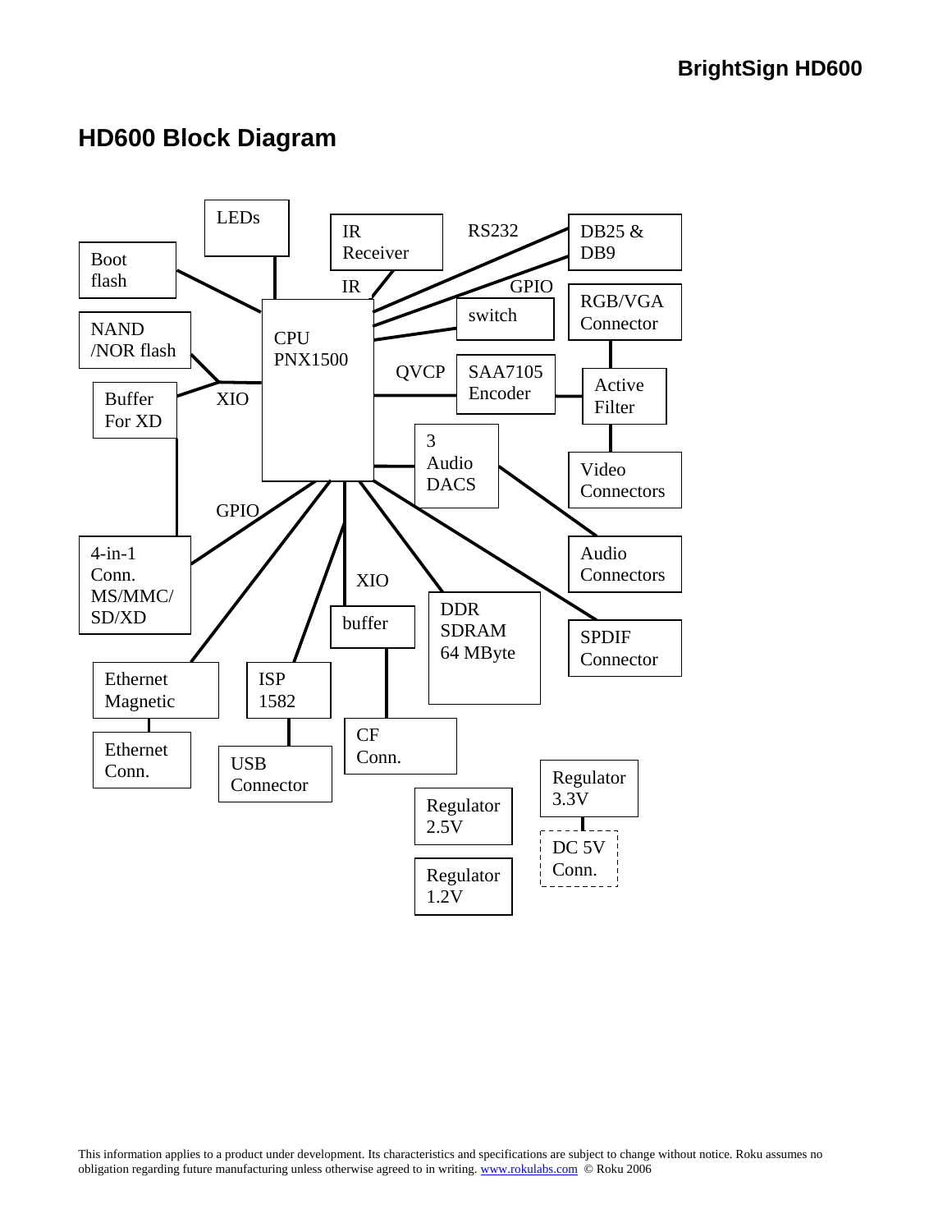## HD600 Block Diagram

LEDs

Boot flash

IR Receiver

IR

RS232

DB25 & DB9

GPIO

switch

RGB/VGA Connector

NAND /NOR flash

CPU PNX1500

XIO

Buffer For XD

QVCP

SAA7105 Encoder

Active Filter

3 Audio DACS

Video Connectors

GPIO

4-in-1 Conn. MS/MMC/ SD/XD

Audio Connectors

XIO

buffer

DDR SDRAM 64 MByte

SPDIF Connector

Ethernet Magnetic

ISP 1582

Ethernet Conn.

USB Connector

CF Conn.

Regulator 3.3V

Regulator 2.5V

DC 5V Conn.

Regulator 1.2V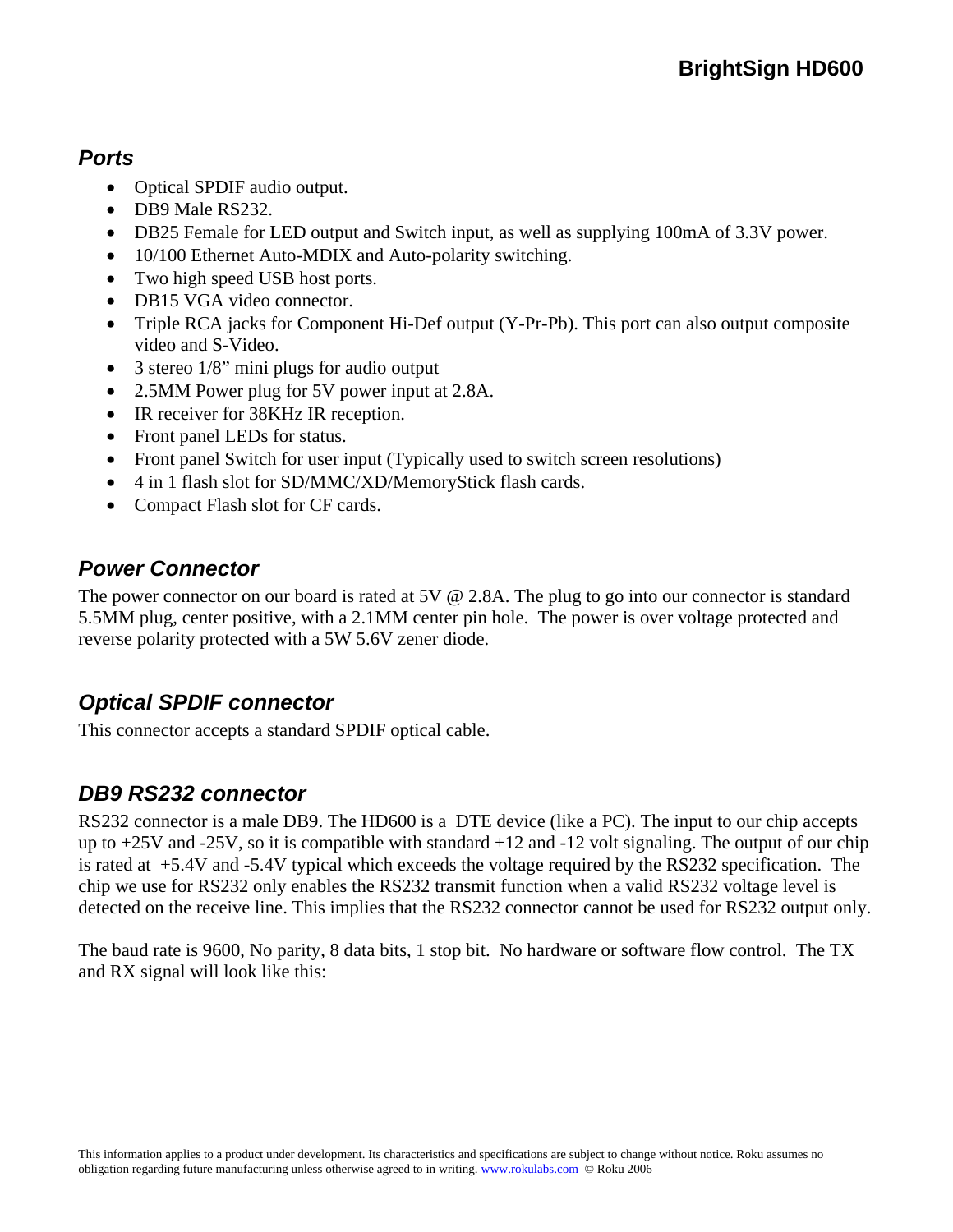## *Ports*

- Optical SPDIF audio output.
- DB9 Male RS232.
- DB25 Female for LED output and Switch input, as well as supplying 100mA of 3.3V power.
- 10/100 Ethernet Auto-MDIX and Auto-polarity switching.
- Two high speed USB host ports.
- DB15 VGA video connector.
- Triple RCA jacks for Component Hi-Def output (Y-Pr-Pb). This port can also output composite video and S-Video.
- 3 stereo 1/8” mini plugs for audio output
- 2.5MM Power plug for 5V power input at 2.8A.
- IR receiver for 38KHz IR reception.
- Front panel LEDs for status.
- Front panel Switch for user input (Typically used to switch screen resolutions)
- 4 in 1 flash slot for SD/MMC/XD/MemoryStick flash cards.
- Compact Flash slot for CF cards.

## *Power Connector*

The power connector on our board is rated at 5V @ 2.8A. The plug to go into our connector is standard 5.5MM plug, center positive, with a 2.1MM center pin hole. The power is over voltage protected and reverse polarity protected with a 5W 5.6V zener diode.

## *Optical SPDIF connector*

This connector accepts a standard SPDIF optical cable.

## *DB9 RS232 connector*

RS232 connector is a male DB9. The HD600 is a DTE device (like a PC). The input to our chip accepts up to +25V and -25V, so it is compatible with standard +12 and -12 volt signaling. The output of our chip is rated at +5.4V and -5.4V typical which exceeds the voltage required by the RS232 specification. The chip we use for RS232 only enables the RS232 transmit function when a valid RS232 voltage level is detected on the receive line. This implies that the RS232 connector cannot be used for RS232 output only.

The baud rate is 9600, No parity, 8 data bits, 1 stop bit. No hardware or software flow control. The TX and RX signal will look like this: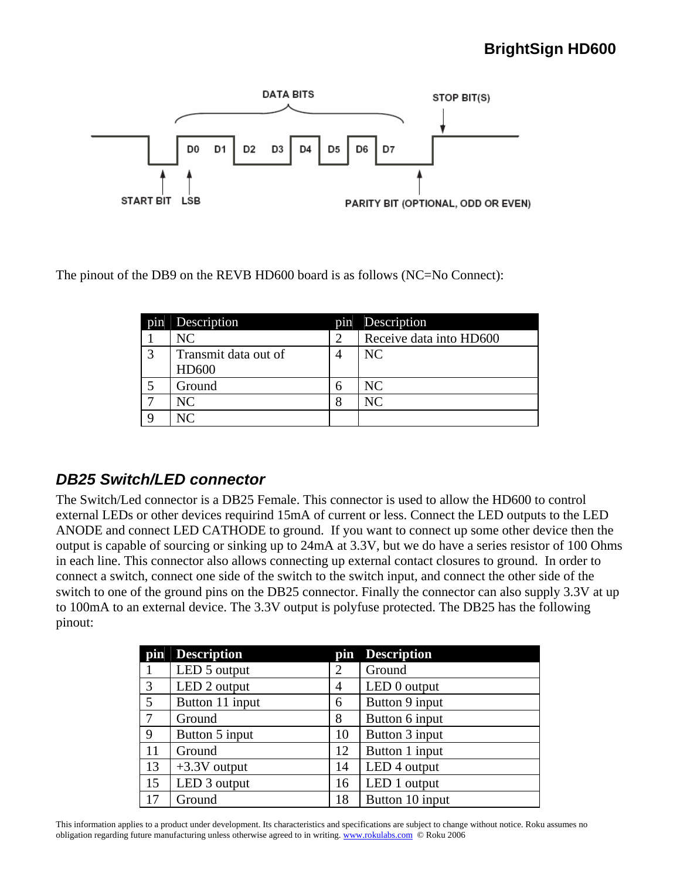The pinout of the DB9 on the REVB HD600 board is as follows (NC=No Connect):

| pin | Description | pin | Description |
|---|---|---|---|
| 1 | NC | 2 | Receive data into HD600 |
| 3 | Transmit data out of HD600 | 4 | NC |
| 5 | Ground | 6 | NC |
| 7 | NC | 8 | NC |
| 9 | NC | | |

## *DB25 Switch/LED connector*

The Switch/Led connector is a DB25 Female. This connector is used to allow the HD600 to control external LEDs or other devices requirind 15mA of current or less. Connect the LED outputs to the LED ANODE and connect LED CATHODE to ground. If you want to connect up some other device then the output is capable of sourcing or sinking up to 24mA at 3.3V, but we do have a series resistor of 100 Ohms in each line. This connector also allows connecting up external contact closures to ground. In order to connect a switch, connect one side of the switch to the switch input, and connect the other side of the switch to one of the ground pins on the DB25 connector. Finally the connector can also supply 3.3V at up to 100mA to an external device. The 3.3V output is polyfuse protected. The DB25 has the following pinout:

| pin | Description | pin | Description |
|---|---|---|---|
| 1 | LED 5 output | 2 | Ground |
| 3 | LED 2 output | 4 | LED 0 output |
| 5 | Button 11 input | 6 | Button 9 input |
| 7 | Ground | 8 | Button 6 input |
| 9 | Button 5 input | 10 | Button 3 input |
| 11 | Ground | 12 | Button 1 input |
| 13 | +3.3V output | 14 | LED 4 output |
| 15 | LED 3 output | 16 | LED 1 output |
| 17 | Ground | 18 | Button 10 input |

This information applies to a product under development. Its characteristics and specifications are subject to change without notice. Roku assumes no obligation regarding future manufacturing unless otherwise agreed to in writing. www.rokulabs.com © Roku 2006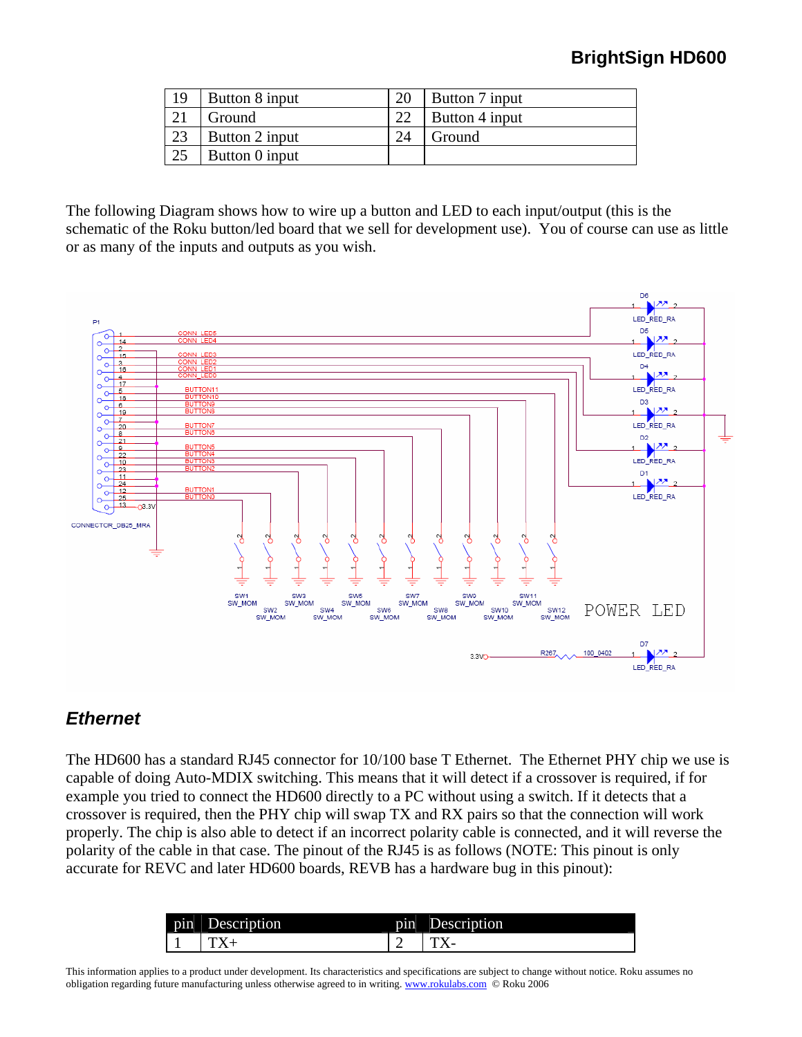| 19 | Button 8 input | 20 | Button 7 input |
|---|---|---|---|
| 21 | Ground | 22 | Button 4 input |
| 23 | Button 2 input | 24 | Ground |
| 25 | Button 0 input | | |

The following Diagram shows how to wire up a button and LED to each input/output (this is the schematic of the Roku button/led board that we sell for development use). You of course can use as little or as many of the inputs and outputs as you wish.

## *Ethernet*

The HD600 has a standard RJ45 connector for 10/100 base T Ethernet. The Ethernet PHY chip we use is capable of doing Auto-MDIX switching. This means that it will detect if a crossover is required, if for example you tried to connect the HD600 directly to a PC without using a switch. If it detects that a crossover is required, then the PHY chip will swap TX and RX pairs so that the connection will work properly. The chip is also able to detect if an incorrect polarity cable is connected, and it will reverse the polarity of the cable in that case. The pinout of the RJ45 is as follows (NOTE: This pinout is only accurate for REVC and later HD600 boards, REVB has a hardware bug in this pinout):

| pin | Description | pin | Description |
|---|---|---|---|
| 1 | TX+ | 2 | TX- |

This information applies to a product under development. Its characteristics and specifications are subject to change without notice. Roku assumes no obligation regarding future manufacturing unless otherwise agreed to in writing. www.rokulabs.com © Roku 2006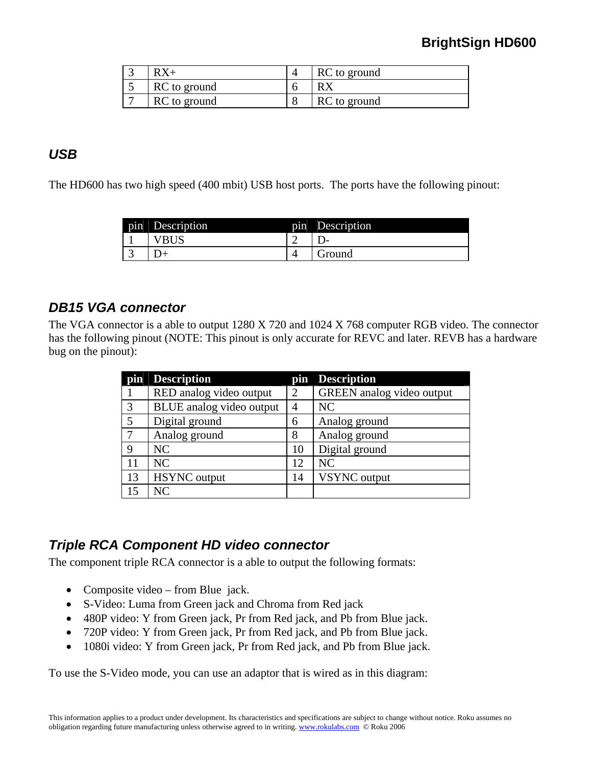| 3 | RX+ | 4 | RC to ground |
|---|---|---|---|
| 5 | RC to ground | 6 | RX |
| 7 | RC to ground | 8 | RC to ground |

## *USB*

The HD600 has two high speed (400 mbit) USB host ports. The ports have the following pinout:

| pin | Description | pin | Description |
|---|---|---|---|
| 1 | VBUS | 2 | D- |
| 3 | D+ | 4 | Ground |

## *DB15 VGA connector*

The VGA connector is a able to output 1280 X 720 and 1024 X 768 computer RGB video. The connector has the following pinout (NOTE: This pinout is only accurate for REVC and later. REVB has a hardware bug on the pinout):

| pin | Description | pin | Description |
|---|---|---|---|
| 1 | RED analog video output | 2 | GREEN analog video output |
| 3 | BLUE analog video output | 4 | NC |
| 5 | Digital ground | 6 | Analog ground |
| 7 | Analog ground | 8 | Analog ground |
| 9 | NC | 10 | Digital ground |
| 11 | NC | 12 | NC |
| 13 | HSYNC output | 14 | VSYNC output |
| 15 | NC | | |

## *Triple RCA Component HD video connector*

The component triple RCA connector is a able to output the following formats:

- Composite video – from Blue jack.
- S-Video: Luma from Green jack and Chroma from Red jack
- 480P video: Y from Green jack, Pr from Red jack, and Pb from Blue jack.
- 720P video: Y from Green jack, Pr from Red jack, and Pb from Blue jack.
- 1080i video: Y from Green jack, Pr from Red jack, and Pb from Blue jack.

To use the S-Video mode, you can use an adaptor that is wired as in this diagram: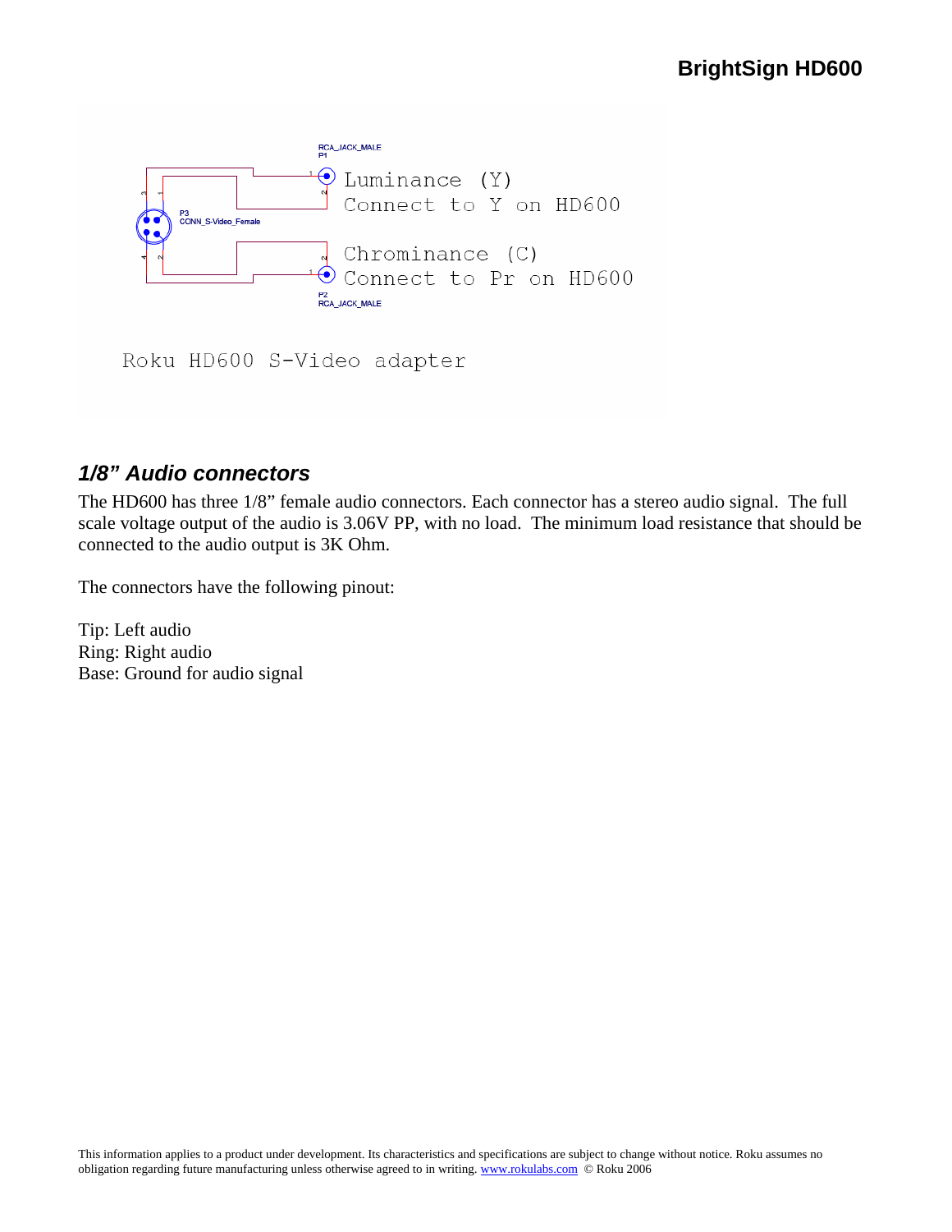RCA_JACK_MALE
P1

Luminance (Y)
Connect to Y on HD600

P3
CONN_S-Video_Female

Chrominance (C)
Connect to Pr on HD600

P2
RCA_JACK_MALE

Roku HD600 S-Video adapter

## *1/8" Audio connectors*

The HD600 has three 1/8" female audio connectors. Each connector has a stereo audio signal. The full scale voltage output of the audio is 3.06V PP, with no load. The minimum load resistance that should be connected to the audio output is 3K Ohm.

The connectors have the following pinout:

Tip: Left audio
Ring: Right audio
Base: Ground for audio signal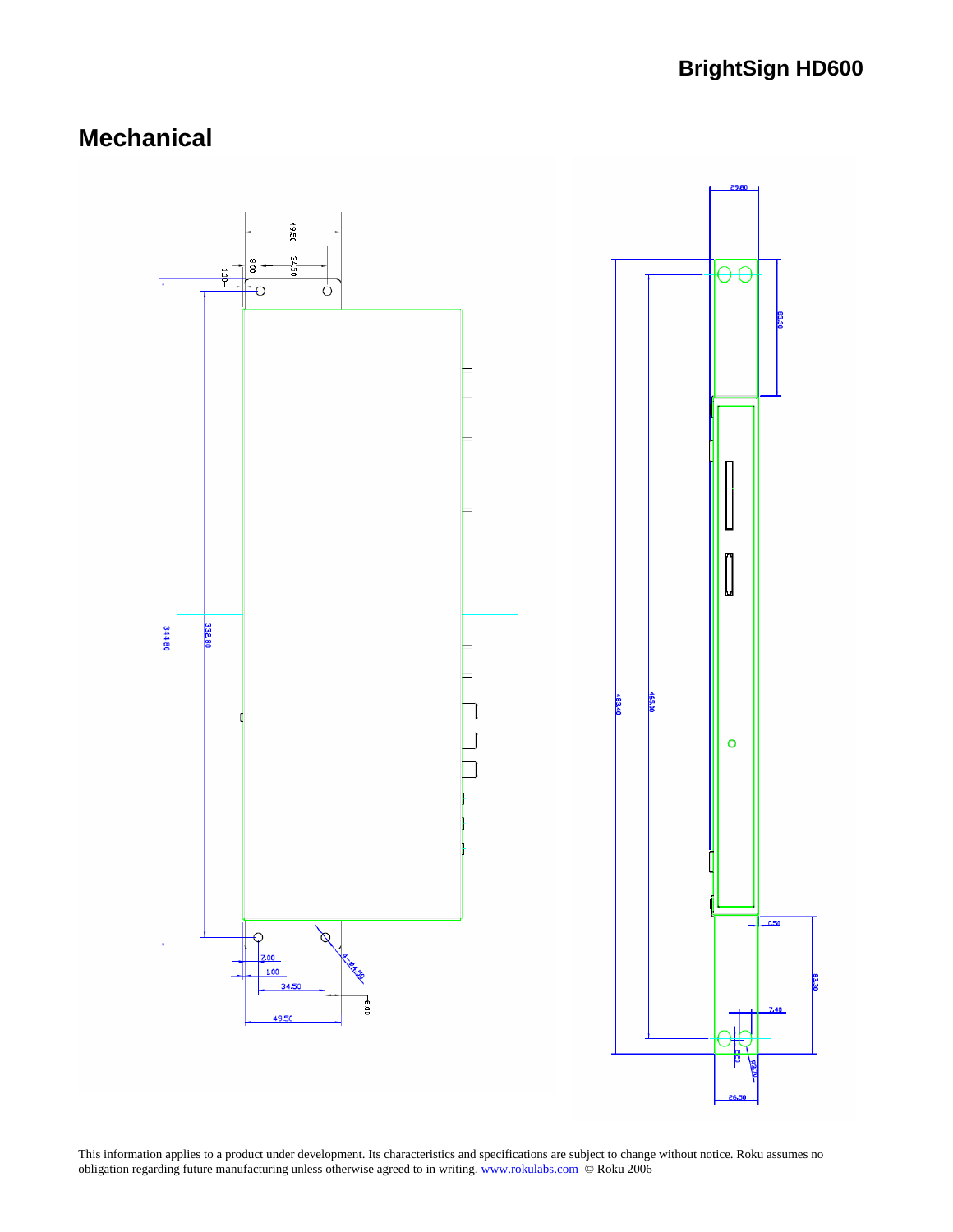## Mechanical

This information applies to a product under development. Its characteristics and specifications are subject to change without notice. Roku assumes no obligation regarding future manufacturing unless otherwise agreed to in writing. www.rokulabs.com © Roku 2006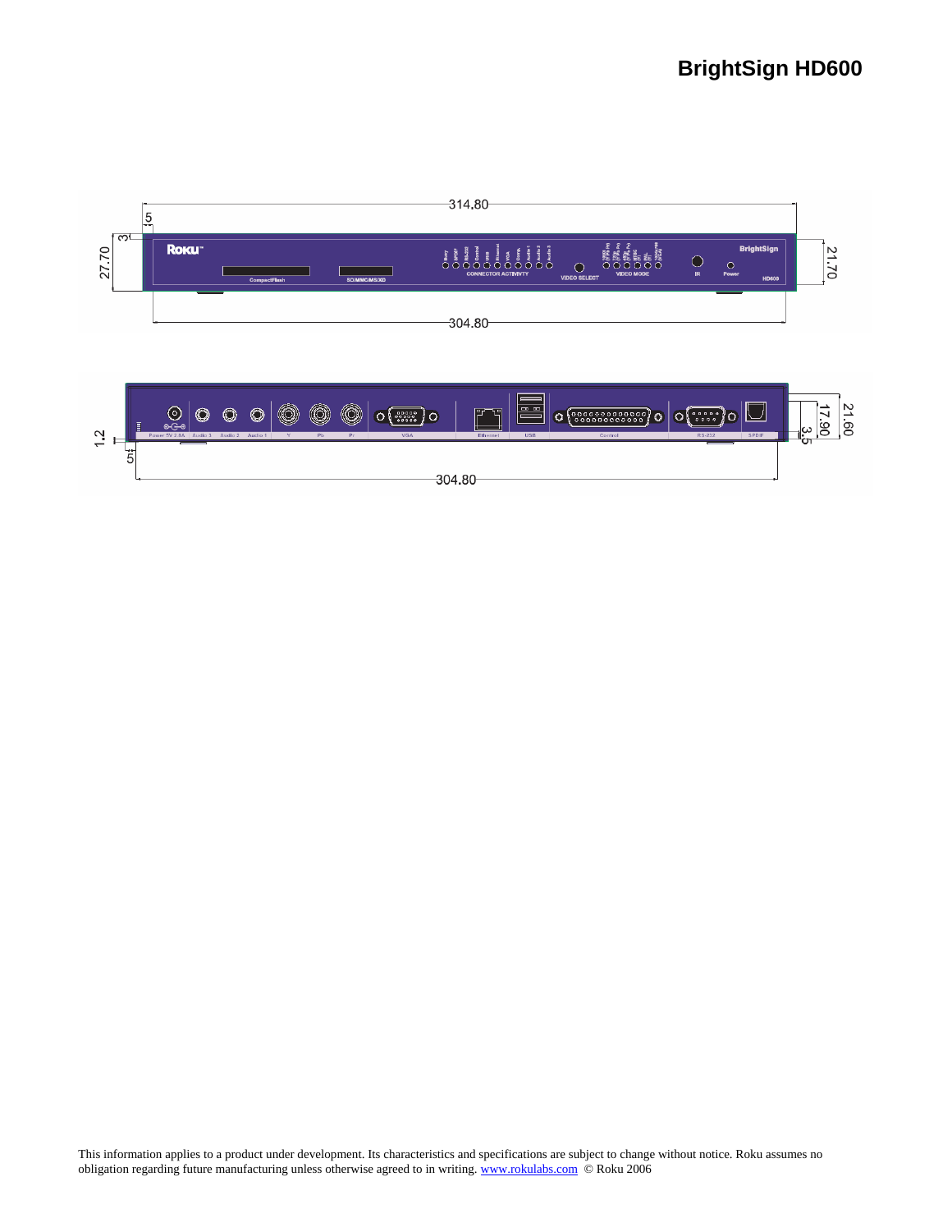# BrightSign HD600

314.80

5

3

27.70

21.70

Roku

CompactFlash

SD/MMC/MS/XD

CONNECTOR ACTIVITY

VIDEO SELECT

VIDEO MODE

IR

Power

BrightSign

HD600

304.80

1.2

5

Power 5V 2.5A Audio 3 Audio 2 Audio 1 Y Pb Pr VGA Ethernet USB Control RS-232 SPDIF

17.90

21.60

3.5

304.80

This information applies to a product under development. Its characteristics and specifications are subject to change without notice. Roku assumes no obligation regarding future manufacturing unless otherwise agreed to in writing. www.rokulabs.com © Roku 2006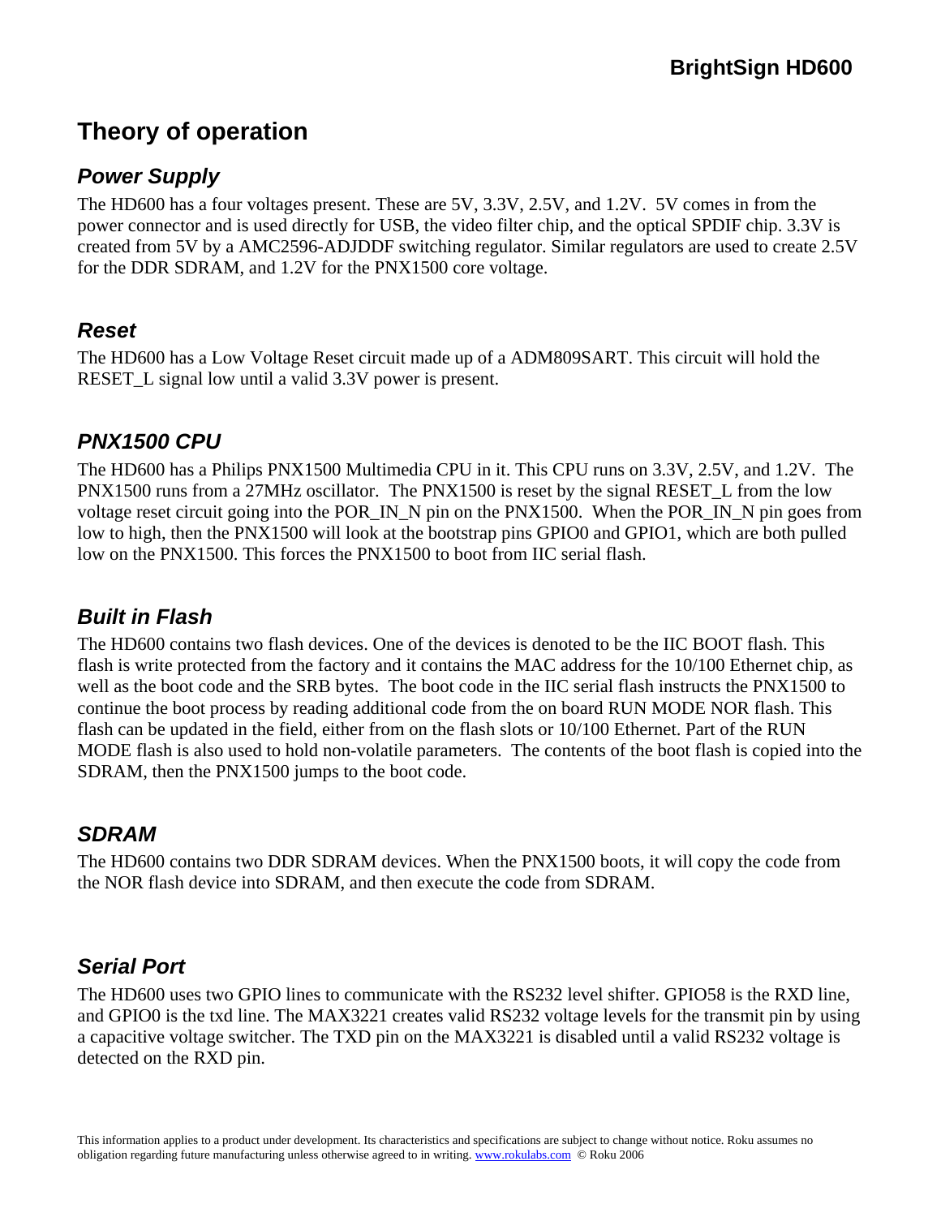# Theory of operation

## *Power Supply*

The HD600 has a four voltages present. These are 5V, 3.3V, 2.5V, and 1.2V. 5V comes in from the power connector and is used directly for USB, the video filter chip, and the optical SPDIF chip. 3.3V is created from 5V by a AMC2596-ADJDDF switching regulator. Similar regulators are used to create 2.5V for the DDR SDRAM, and 1.2V for the PNX1500 core voltage.

## *Reset*

The HD600 has a Low Voltage Reset circuit made up of a ADM809SART. This circuit will hold the RESET_L signal low until a valid 3.3V power is present.

## *PNX1500 CPU*

The HD600 has a Philips PNX1500 Multimedia CPU in it. This CPU runs on 3.3V, 2.5V, and 1.2V. The PNX1500 runs from a 27MHz oscillator. The PNX1500 is reset by the signal RESET_L from the low voltage reset circuit going into the POR_IN_N pin on the PNX1500. When the POR_IN_N pin goes from low to high, then the PNX1500 will look at the bootstrap pins GPIO0 and GPIO1, which are both pulled low on the PNX1500. This forces the PNX1500 to boot from IIC serial flash.

## *Built in Flash*

The HD600 contains two flash devices. One of the devices is denoted to be the IIC BOOT flash. This flash is write protected from the factory and it contains the MAC address for the 10/100 Ethernet chip, as well as the boot code and the SRB bytes. The boot code in the IIC serial flash instructs the PNX1500 to continue the boot process by reading additional code from the on board RUN MODE NOR flash. This flash can be updated in the field, either from on the flash slots or 10/100 Ethernet. Part of the RUN MODE flash is also used to hold non-volatile parameters. The contents of the boot flash is copied into the SDRAM, then the PNX1500 jumps to the boot code.

## *SDRAM*

The HD600 contains two DDR SDRAM devices. When the PNX1500 boots, it will copy the code from the NOR flash device into SDRAM, and then execute the code from SDRAM.

## *Serial Port*

The HD600 uses two GPIO lines to communicate with the RS232 level shifter. GPIO58 is the RXD line, and GPIO0 is the txd line. The MAX3221 creates valid RS232 voltage levels for the transmit pin by using a capacitive voltage switcher. The TXD pin on the MAX3221 is disabled until a valid RS232 voltage is detected on the RXD pin.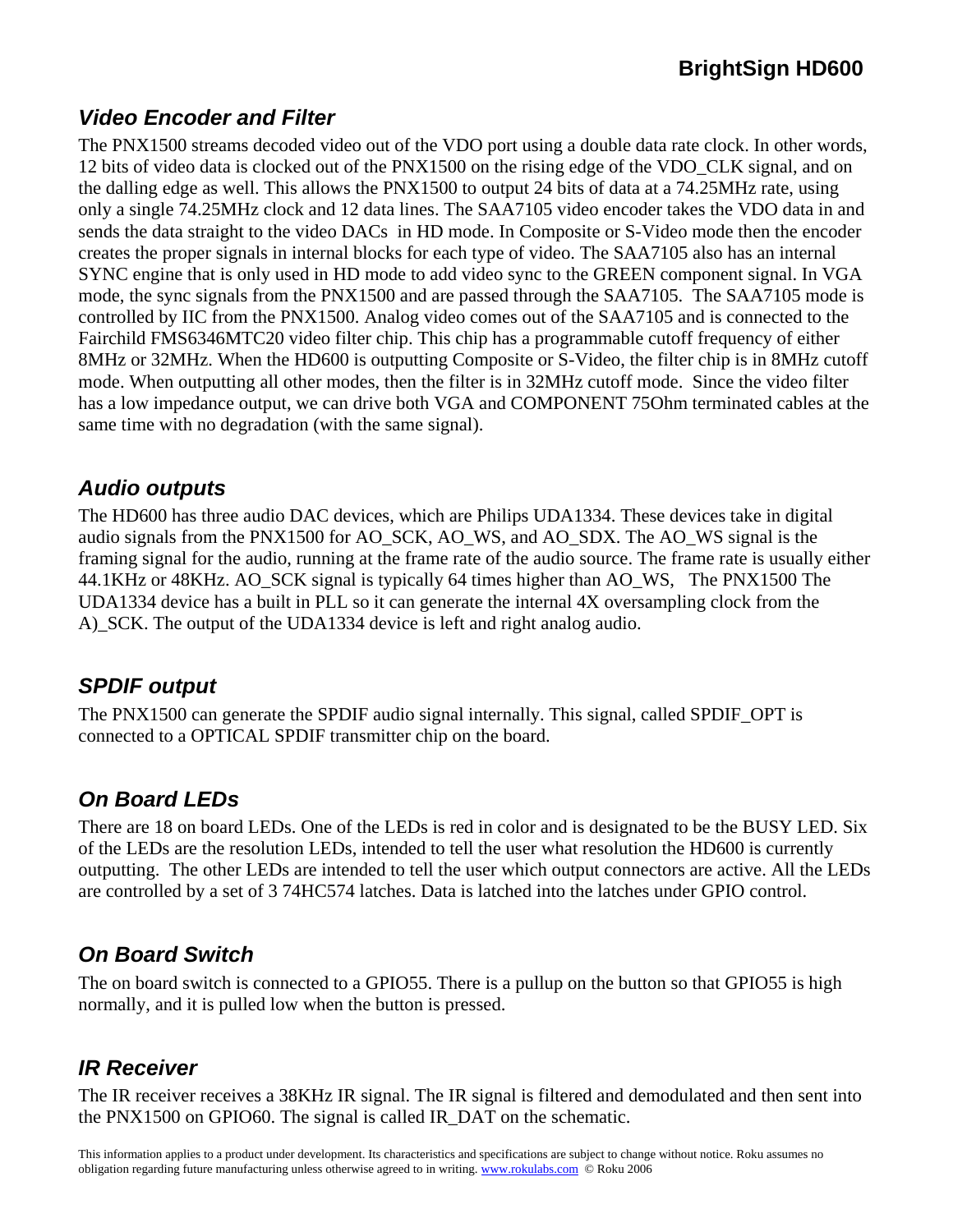## Video Encoder and Filter

The PNX1500 streams decoded video out of the VDO port using a double data rate clock. In other words, 12 bits of video data is clocked out of the PNX1500 on the rising edge of the VDO_CLK signal, and on the dalling edge as well. This allows the PNX1500 to output 24 bits of data at a 74.25MHz rate, using only a single 74.25MHz clock and 12 data lines. The SAA7105 video encoder takes the VDO data in and sends the data straight to the video DACs in HD mode. In Composite or S-Video mode then the encoder creates the proper signals in internal blocks for each type of video. The SAA7105 also has an internal SYNC engine that is only used in HD mode to add video sync to the GREEN component signal. In VGA mode, the sync signals from the PNX1500 and are passed through the SAA7105. The SAA7105 mode is controlled by IIC from the PNX1500. Analog video comes out of the SAA7105 and is connected to the Fairchild FMS6346MTC20 video filter chip. This chip has a programmable cutoff frequency of either 8MHz or 32MHz. When the HD600 is outputting Composite or S-Video, the filter chip is in 8MHz cutoff mode. When outputting all other modes, then the filter is in 32MHz cutoff mode. Since the video filter has a low impedance output, we can drive both VGA and COMPONENT 75Ohm terminated cables at the same time with no degradation (with the same signal).

## Audio outputs

The HD600 has three audio DAC devices, which are Philips UDA1334. These devices take in digital audio signals from the PNX1500 for AO_SCK, AO_WS, and AO_SDX. The AO_WS signal is the framing signal for the audio, running at the frame rate of the audio source. The frame rate is usually either 44.1KHz or 48KHz. AO_SCK signal is typically 64 times higher than AO_WS, The PNX1500 The UDA1334 device has a built in PLL so it can generate the internal 4X oversampling clock from the A)_SCK. The output of the UDA1334 device is left and right analog audio.

## SPDIF output

The PNX1500 can generate the SPDIF audio signal internally. This signal, called SPDIF_OPT is connected to a OPTICAL SPDIF transmitter chip on the board.

## On Board LEDs

There are 18 on board LEDs. One of the LEDs is red in color and is designated to be the BUSY LED. Six of the LEDs are the resolution LEDs, intended to tell the user what resolution the HD600 is currently outputting. The other LEDs are intended to tell the user which output connectors are active. All the LEDs are controlled by a set of 3 74HC574 latches. Data is latched into the latches under GPIO control.

## On Board Switch

The on board switch is connected to a GPIO55. There is a pullup on the button so that GPIO55 is high normally, and it is pulled low when the button is pressed.

## IR Receiver

The IR receiver receives a 38KHz IR signal. The IR signal is filtered and demodulated and then sent into the PNX1500 on GPIO60. The signal is called IR_DAT on the schematic.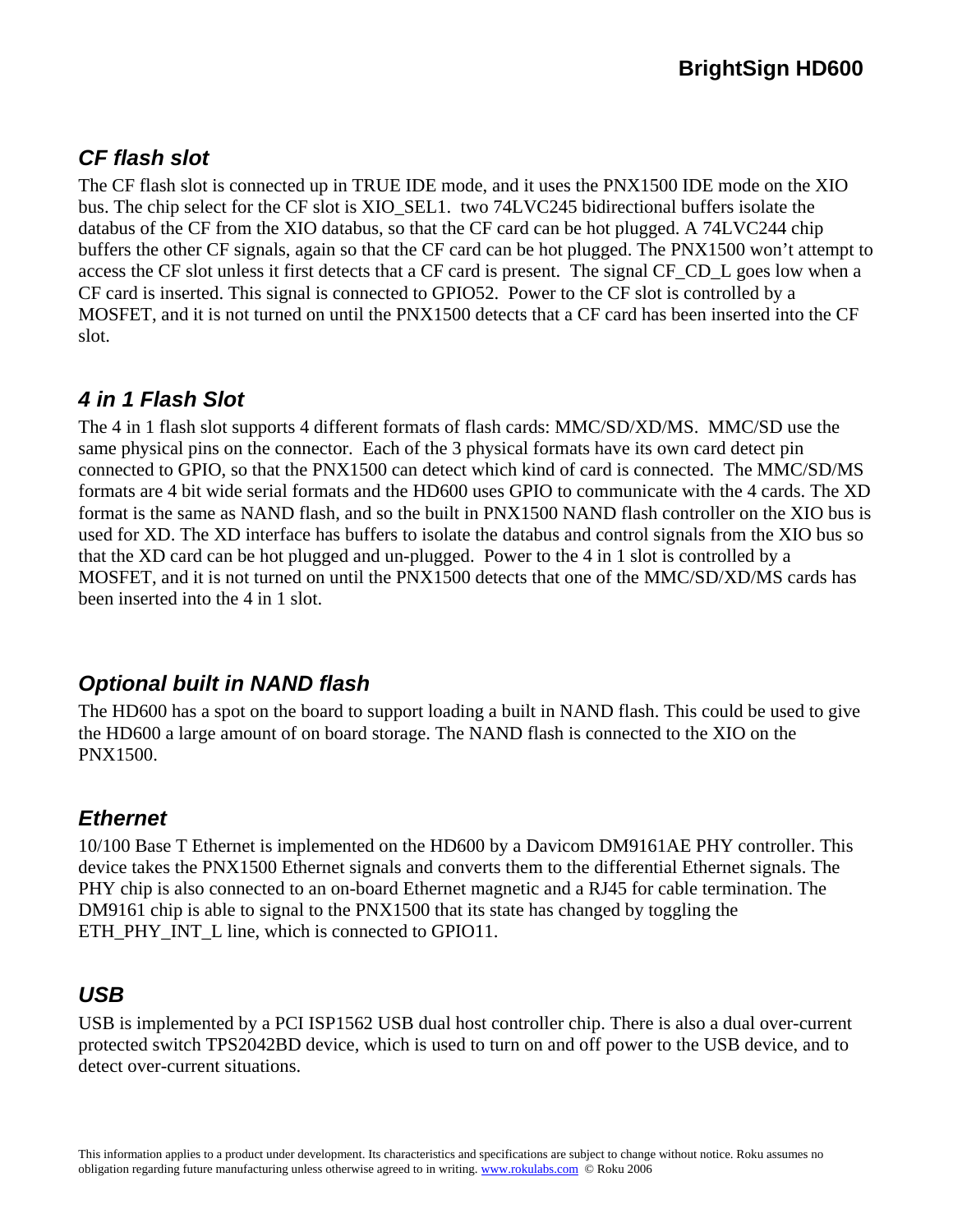## *CF flash slot*

The CF flash slot is connected up in TRUE IDE mode, and it uses the PNX1500 IDE mode on the XIO bus. The chip select for the CF slot is XIO_SEL1. two 74LVC245 bidirectional buffers isolate the databus of the CF from the XIO databus, so that the CF card can be hot plugged. A 74LVC244 chip buffers the other CF signals, again so that the CF card can be hot plugged. The PNX1500 won't attempt to access the CF slot unless it first detects that a CF card is present. The signal CF_CD_L goes low when a CF card is inserted. This signal is connected to GPIO52. Power to the CF slot is controlled by a MOSFET, and it is not turned on until the PNX1500 detects that a CF card has been inserted into the CF slot.

## *4 in 1 Flash Slot*

The 4 in 1 flash slot supports 4 different formats of flash cards: MMC/SD/XD/MS. MMC/SD use the same physical pins on the connector. Each of the 3 physical formats have its own card detect pin connected to GPIO, so that the PNX1500 can detect which kind of card is connected. The MMC/SD/MS formats are 4 bit wide serial formats and the HD600 uses GPIO to communicate with the 4 cards. The XD format is the same as NAND flash, and so the built in PNX1500 NAND flash controller on the XIO bus is used for XD. The XD interface has buffers to isolate the databus and control signals from the XIO bus so that the XD card can be hot plugged and un-plugged. Power to the 4 in 1 slot is controlled by a MOSFET, and it is not turned on until the PNX1500 detects that one of the MMC/SD/XD/MS cards has been inserted into the 4 in 1 slot.

## *Optional built in NAND flash*

The HD600 has a spot on the board to support loading a built in NAND flash. This could be used to give the HD600 a large amount of on board storage. The NAND flash is connected to the XIO on the PNX1500.

## *Ethernet*

10/100 Base T Ethernet is implemented on the HD600 by a Davicom DM9161AE PHY controller. This device takes the PNX1500 Ethernet signals and converts them to the differential Ethernet signals. The PHY chip is also connected to an on-board Ethernet magnetic and a RJ45 for cable termination. The DM9161 chip is able to signal to the PNX1500 that its state has changed by toggling the ETH_PHY_INT_L line, which is connected to GPIO11.

## *USB*

USB is implemented by a PCI ISP1562 USB dual host controller chip. There is also a dual over-current protected switch TPS2042BD device, which is used to turn on and off power to the USB device, and to detect over-current situations.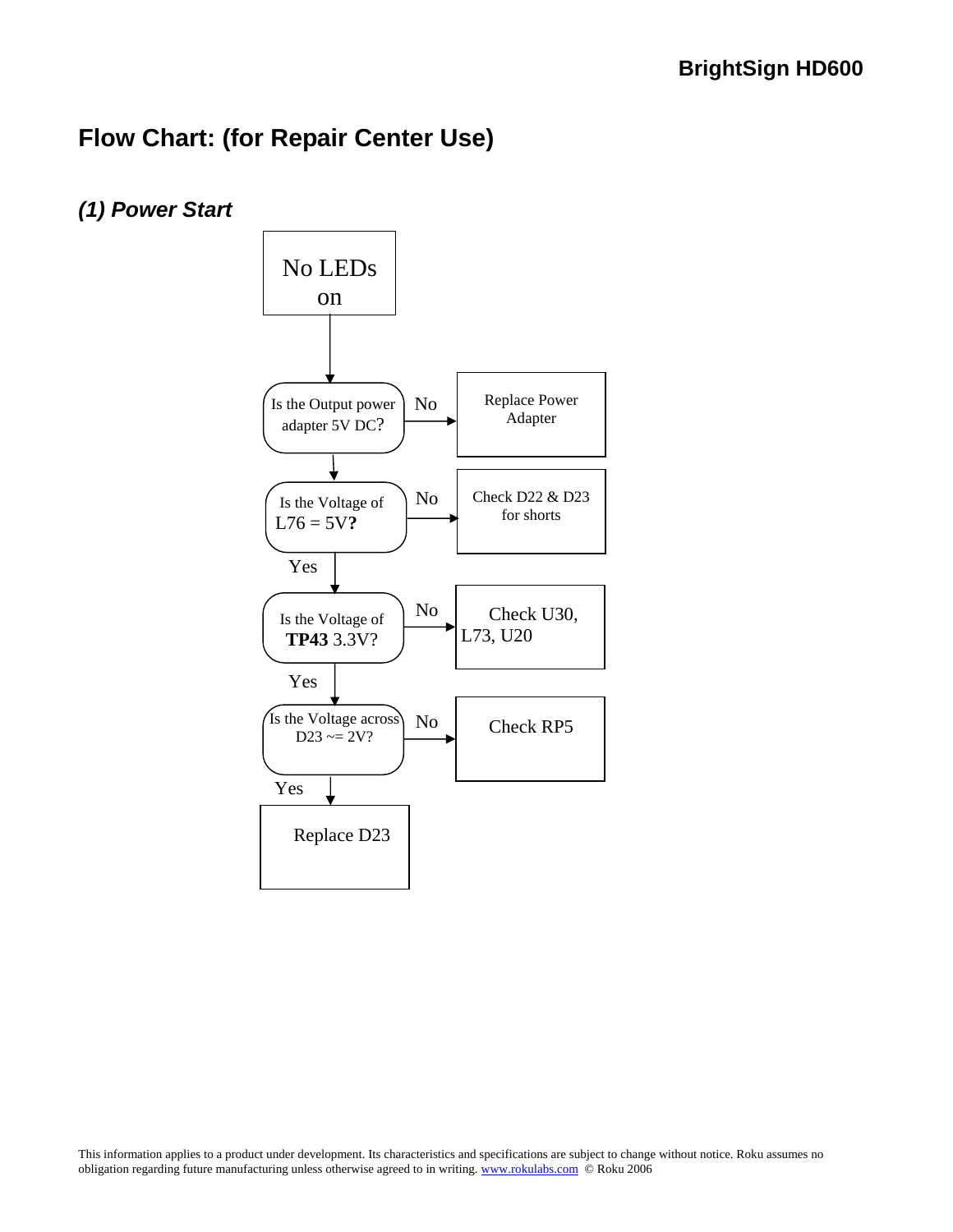## Flow Chart: (for Repair Center Use)

### *(1) Power Start*

No LEDs on

↓

Is the Output power adapter 5V DC? — No → Replace Power Adapter

↓

Is the Voltage of L76 = 5V**?** — No → Check D22 & D23 for shorts

Yes ↓

Is the Voltage of **TP43** 3.3V? — No → Check U30, L73, U20

Yes ↓

Is the Voltage across D23 ~= 2V? — No → Check RP5

Yes ↓

Replace D23

This information applies to a product under development. Its characteristics and specifications are subject to change without notice. Roku assumes no obligation regarding future manufacturing unless otherwise agreed to in writing. www.rokulabs.com © Roku 2006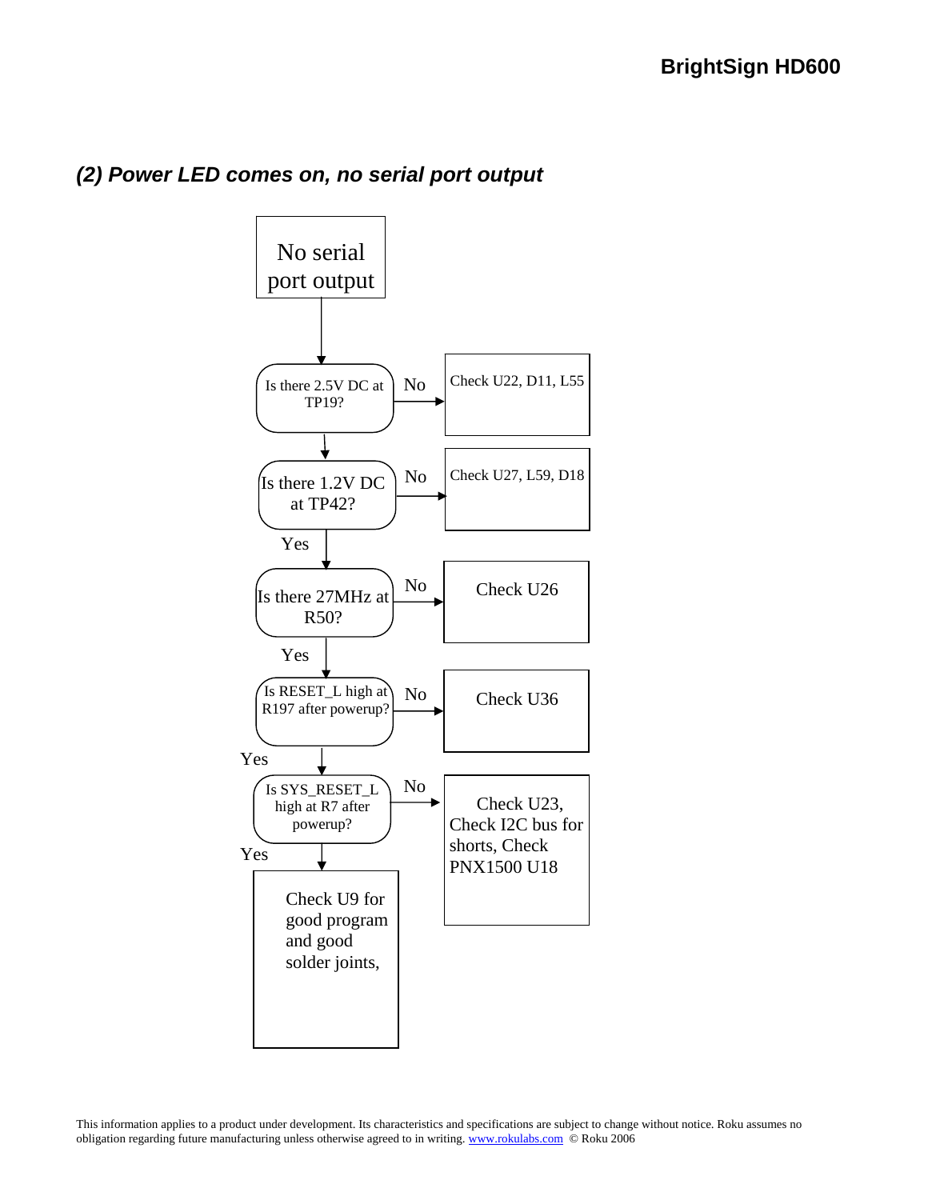## (2) Power LED comes on, no serial port output

No serial port output

- **Is there 2.5V DC at TP19?**
  - No → Check U22, D11, L55
- **Is there 1.2V DC at TP42?**
  - No → Check U27, L59, D18
  - Yes ↓
- **Is there 27MHz at R50?**
  - No → Check U26
  - Yes ↓
- **Is RESET_L high at R197 after powerup?**
  - No → Check U36
  - Yes ↓
- **Is SYS_RESET_L high at R7 after powerup?**
  - No → Check U23, Check I2C bus for shorts, Check PNX1500 U18
  - Yes → Check U9 for good program and good solder joints,

This information applies to a product under development. Its characteristics and specifications are subject to change without notice. Roku assumes no obligation regarding future manufacturing unless otherwise agreed to in writing. www.rokulabs.com © Roku 2006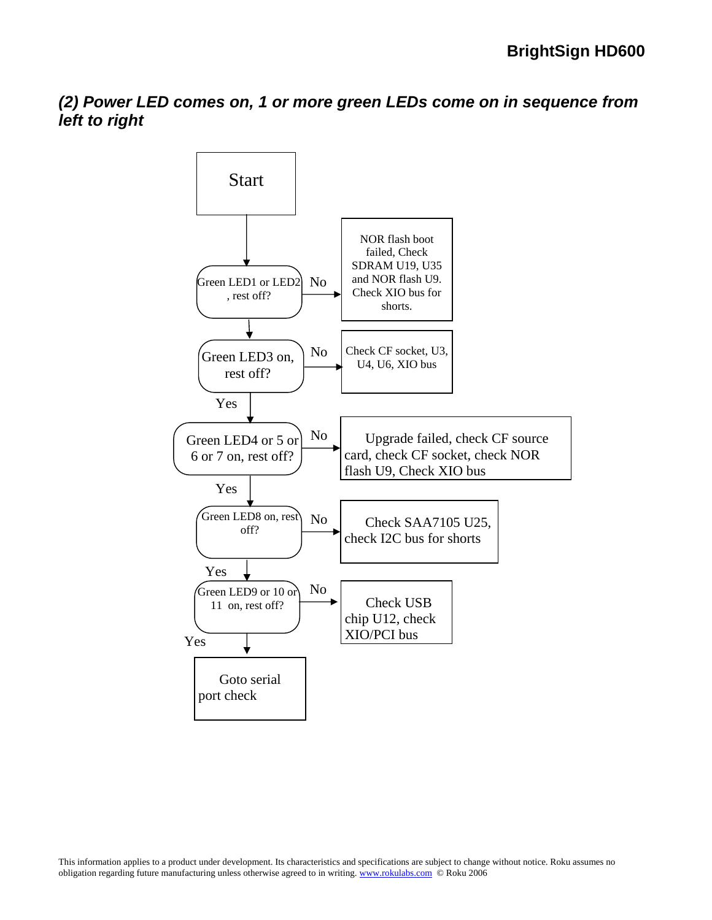## *(2) Power LED comes on, 1 or more green LEDs come on in sequence from left to right*

Start

Green LED1 or LED2, rest off?

No → NOR flash boot failed, Check SDRAM U19, U35 and NOR flash U9. Check XIO bus for shorts.

Green LED3 on, rest off?

No → Check CF socket, U3, U4, U6, XIO bus

Yes

Green LED4 or 5 or 6 or 7 on, rest off?

No → Upgrade failed, check CF source card, check CF socket, check NOR flash U9, Check XIO bus

Yes

Green LED8 on, rest off?

No → Check SAA7105 U25, check I2C bus for shorts

Yes

Green LED9 or 10 or 11 on, rest off?

No → Check USB chip U12, check XIO/PCI bus

Yes

Goto serial port check

This information applies to a product under development. Its characteristics and specifications are subject to change without notice. Roku assumes no obligation regarding future manufacturing unless otherwise agreed to in writing. www.rokulabs.com © Roku 2006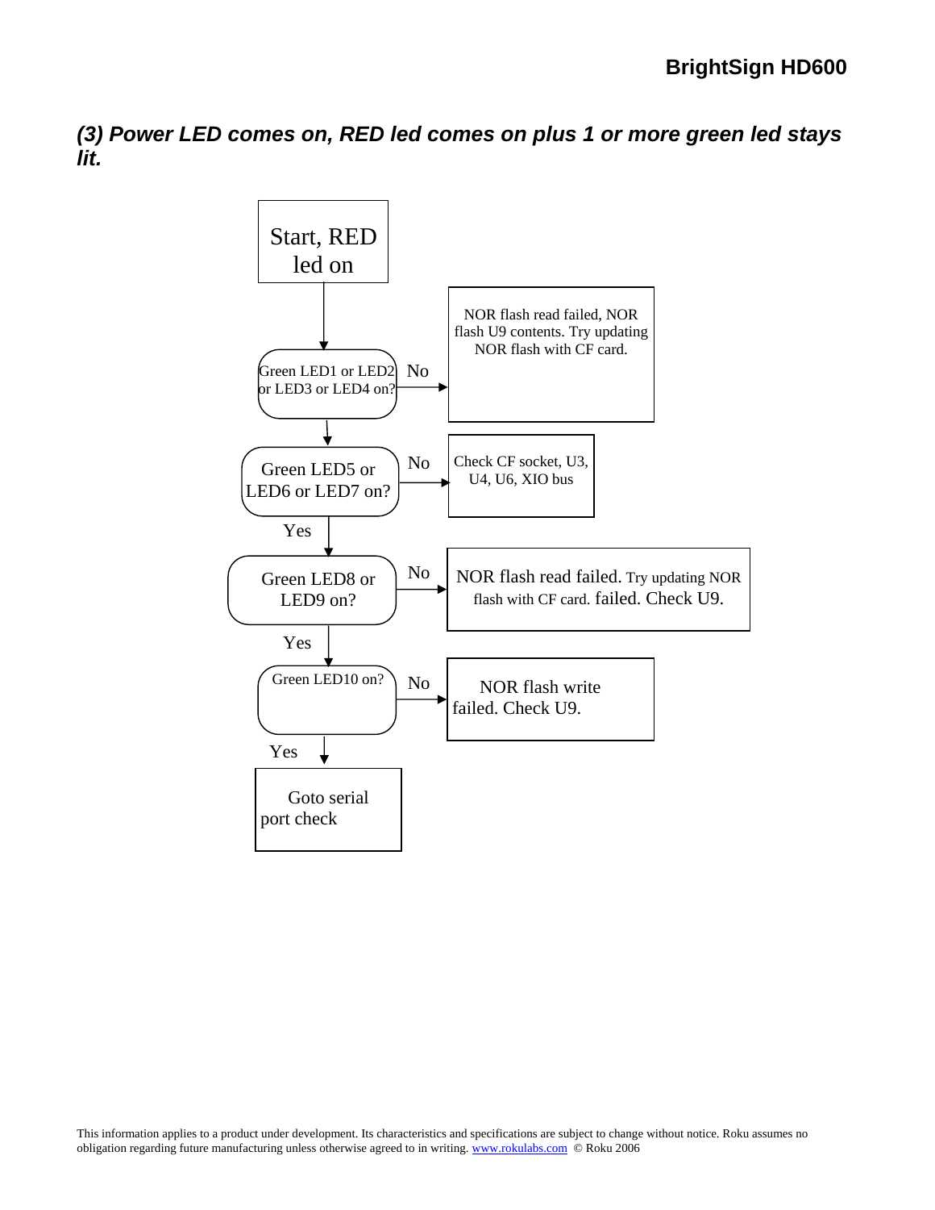### *(3) Power LED comes on, RED led comes on plus 1 or more green led stays lit.*

Start, RED led on

Green LED1 or LED2 or LED3 or LED4 on?

No → NOR flash read failed, NOR flash U9 contents. Try updating NOR flash with CF card.

Green LED5 or LED6 or LED7 on?

No → Check CF socket, U3, U4, U6, XIO bus

Yes

Green LED8 or LED9 on?

No → NOR flash read failed. Try updating NOR flash with CF card. failed. Check U9.

Yes

Green LED10 on?

No → NOR flash write failed. Check U9.

Yes

Goto serial port check

This information applies to a product under development. Its characteristics and specifications are subject to change without notice. Roku assumes no obligation regarding future manufacturing unless otherwise agreed to in writing. www.rokulabs.com © Roku 2006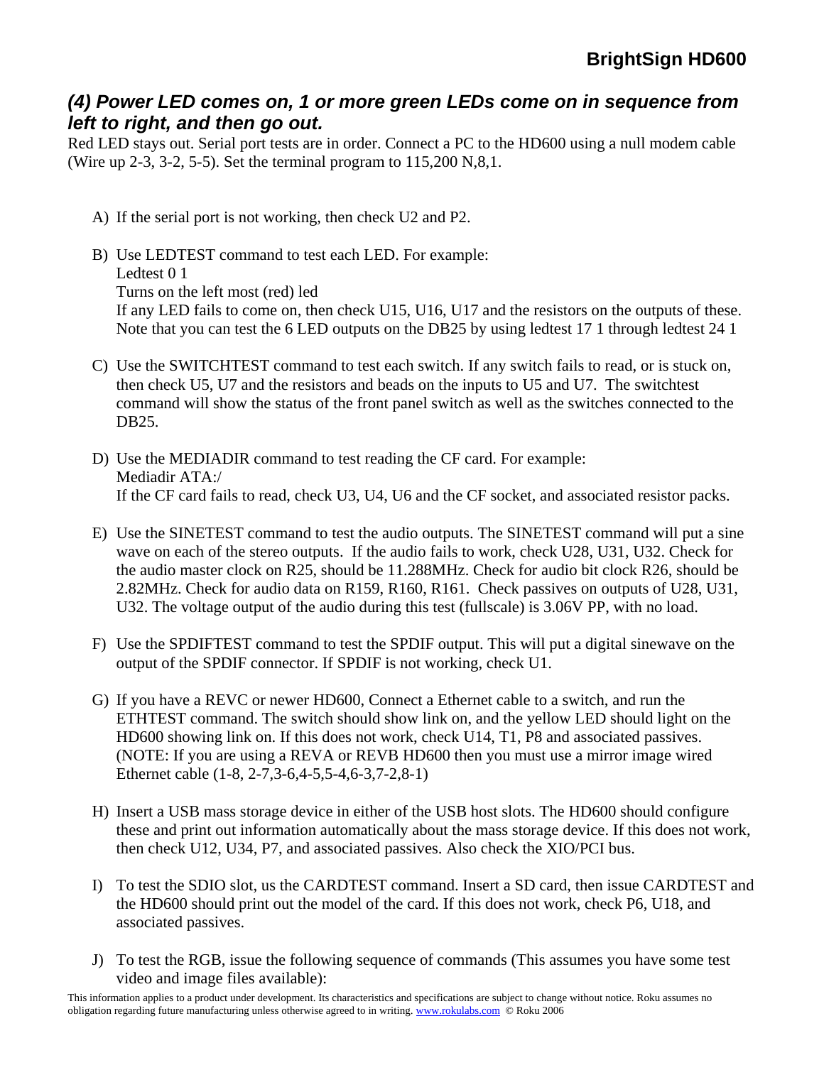### *(4) Power LED comes on, 1 or more green LEDs come on in sequence from left to right, and then go out.*

Red LED stays out. Serial port tests are in order. Connect a PC to the HD600 using a null modem cable (Wire up 2-3, 3-2, 5-5). Set the terminal program to 115,200 N,8,1.

A) If the serial port is not working, then check U2 and P2.

B) Use LEDTEST command to test each LED. For example:
   Ledtest 0 1
   Turns on the left most (red) led
   If any LED fails to come on, then check U15, U16, U17 and the resistors on the outputs of these. Note that you can test the 6 LED outputs on the DB25 by using ledtest 17 1 through ledtest 24 1

C) Use the SWITCHTEST command to test each switch. If any switch fails to read, or is stuck on, then check U5, U7 and the resistors and beads on the inputs to U5 and U7. The switchtest command will show the status of the front panel switch as well as the switches connected to the DB25.

D) Use the MEDIADIR command to test reading the CF card. For example:
   Mediadir ATA:/
   If the CF card fails to read, check U3, U4, U6 and the CF socket, and associated resistor packs.

E) Use the SINETEST command to test the audio outputs. The SINETEST command will put a sine wave on each of the stereo outputs. If the audio fails to work, check U28, U31, U32. Check for the audio master clock on R25, should be 11.288MHz. Check for audio bit clock R26, should be 2.82MHz. Check for audio data on R159, R160, R161. Check passives on outputs of U28, U31, U32. The voltage output of the audio during this test (fullscale) is 3.06V PP, with no load.

F) Use the SPDIFTEST command to test the SPDIF output. This will put a digital sinewave on the output of the SPDIF connector. If SPDIF is not working, check U1.

G) If you have a REVC or newer HD600, Connect a Ethernet cable to a switch, and run the ETHTEST command. The switch should show link on, and the yellow LED should light on the HD600 showing link on. If this does not work, check U14, T1, P8 and associated passives. (NOTE: If you are using a REVA or REVB HD600 then you must use a mirror image wired Ethernet cable (1-8, 2-7,3-6,4-5,5-4,6-3,7-2,8-1)

H) Insert a USB mass storage device in either of the USB host slots. The HD600 should configure these and print out information automatically about the mass storage device. If this does not work, then check U12, U34, P7, and associated passives. Also check the XIO/PCI bus.

I) To test the SDIO slot, us the CARDTEST command. Insert a SD card, then issue CARDTEST and the HD600 should print out the model of the card. If this does not work, check P6, U18, and associated passives.

J) To test the RGB, issue the following sequence of commands (This assumes you have some test video and image files available):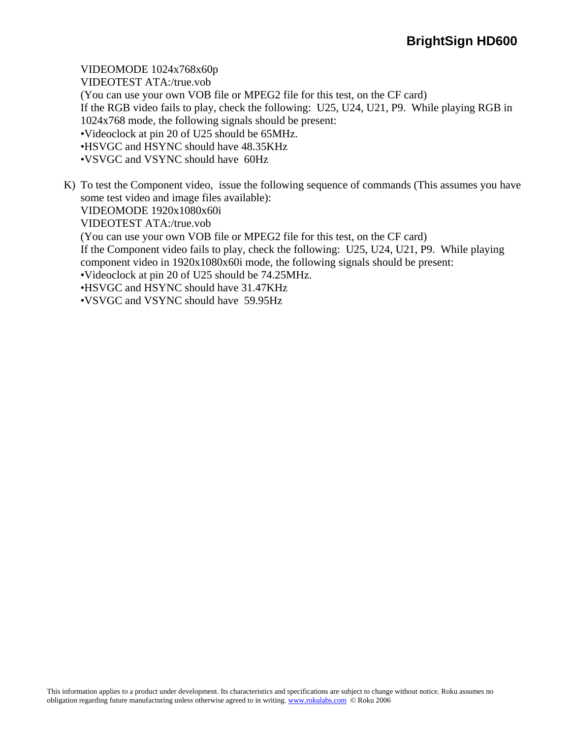VIDEOMODE 1024x768x60p
VIDEOTEST ATA:/true.vob
(You can use your own VOB file or MPEG2 file for this test, on the CF card)
If the RGB video fails to play, check the following: U25, U24, U21, P9. While playing RGB in 1024x768 mode, the following signals should be present:

- Videoclock at pin 20 of U25 should be 65MHz.
- HSVGC and HSYNC should have 48.35KHz
- VSVGC and VSYNC should have 60Hz

K) To test the Component video, issue the following sequence of commands (This assumes you have some test video and image files available):
VIDEOMODE 1920x1080x60i
VIDEOTEST ATA:/true.vob
(You can use your own VOB file or MPEG2 file for this test, on the CF card)
If the Component video fails to play, check the following: U25, U24, U21, P9. While playing component video in 1920x1080x60i mode, the following signals should be present:

- Videoclock at pin 20 of U25 should be 74.25MHz.
- HSVGC and HSYNC should have 31.47KHz
- VSVGC and VSYNC should have 59.95Hz